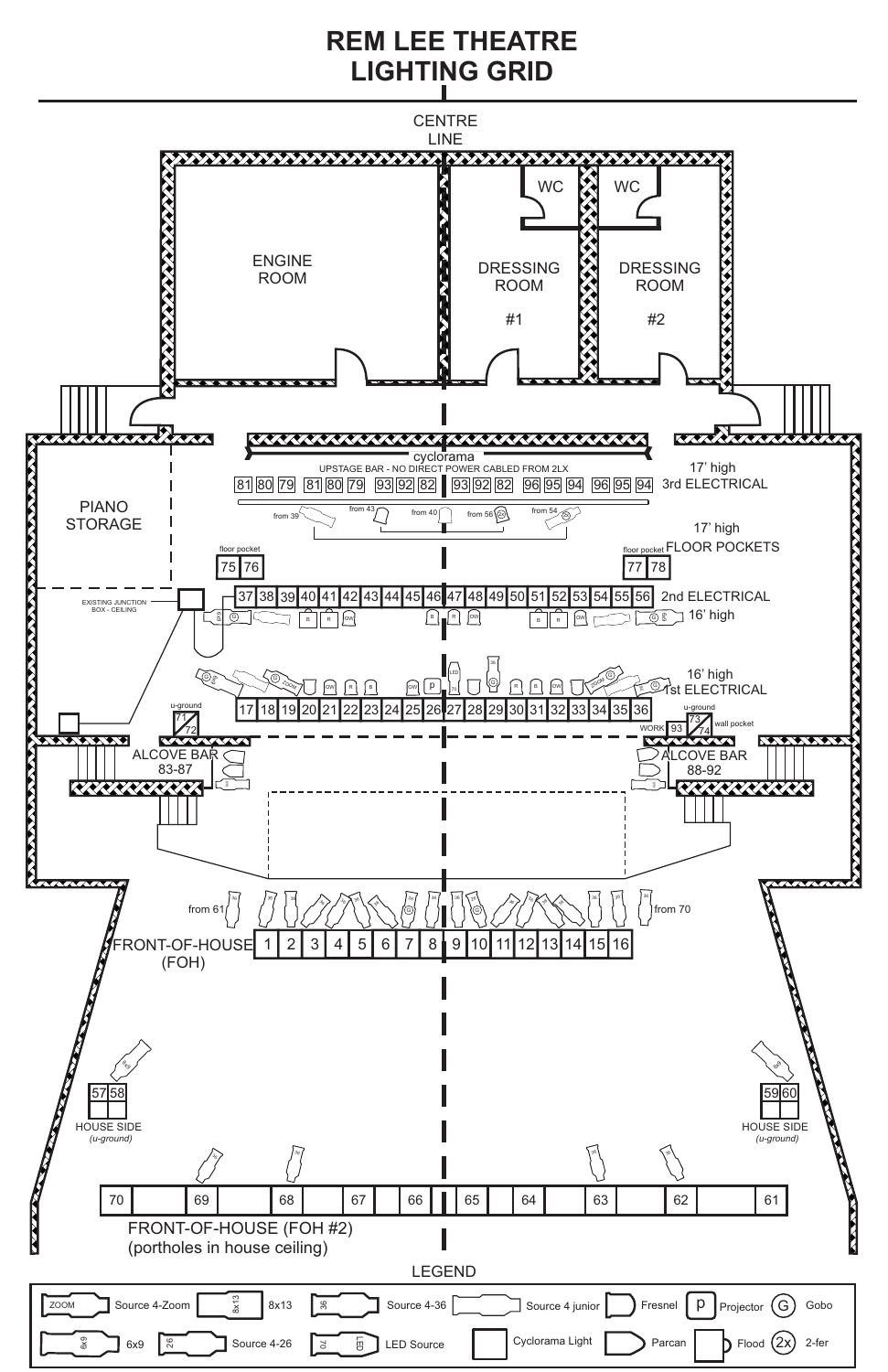# REM LEE THEATRE
# LIGHTING GRID

CENTRE LINE

ENGINE ROOM

DRESSING ROOM #1

DRESSING ROOM #2

WC

WC

PIANO STORAGE

cyclorama

UPSTAGE BAR - NO DIRECT POWER CABLED FROM 2LX

81 80 79 81 80 79 93 92 82 93 92 82 96 95 94 96 95 94

17' high
3rd ELECTRICAL

from 39 | from 43 | from 40 | from 56 | from 54

17' high
FLOOR POCKETS

floor pocket 75 76

floor pocket 77 78

EXISTING JUNCTION BOX - CEILING

37 38 39 40 41 42 43 44 45 46 47 48 49 50 51 52 53 54 55 56

2nd ELECTRICAL
16' high

16' high
1st ELECTRICAL

u-ground 71 72

17 18 19 20 21 22 23 24 25 26 27 28 29 30 31 32 33 34 35 36

u-ground WORK 93 73 74 wall pocket

ALCOVE BAR 83-87

ALCOVE BAR 88-92

from 61 | from 70

FRONT-OF-HOUSE (FOH)

1 2 3 4 5 6 7 8 9 10 11 12 13 14 15 16

57 58
HOUSE SIDE
*(u-ground)*

59 60
HOUSE SIDE
*(u-ground)*

70 69 68 67 66 65 64 63 62 61

FRONT-OF-HOUSE (FOH #2)
(portholes in house ceiling)

## LEGEND

| Symbol | Meaning |
|---|---|
| ZOOM | Source 4-Zoom |
| 8x13 | 8x13 |
| 36 | Source 4-36 |
| | Source 4 junior |
| | Fresnel |
| p | Projector |
| G | Gobo |
| 6x9 | 6x9 |
| 26 | Source 4-26 |
| 70 LED | LED Source |
| | Cyclorama Light |
| | Parcan |
| | Flood |
| 2x | 2-fer |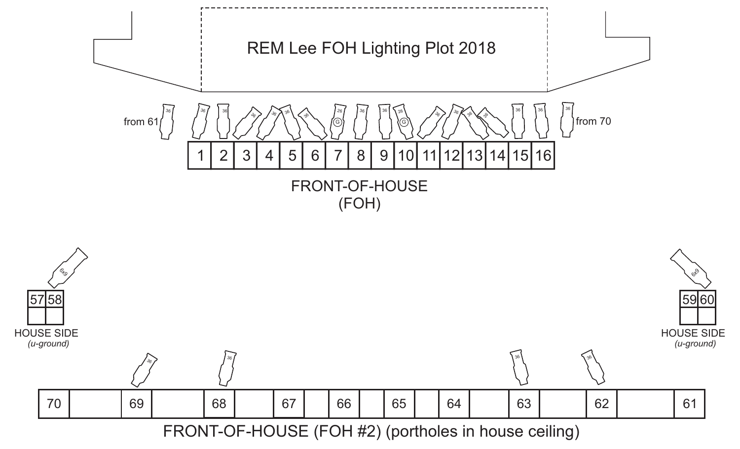# REM Lee FOH Lighting Plot 2018

from 61

| 1 | 2 | 3 | 4 | 5 | 6 | 7 | 8 | 9 | 10 | 11 | 12 | 13 | 14 | 15 | 16 |
|---|---|---|---|---|---|---|---|---|---|---|---|---|---|---|---|

from 70

FRONT-OF-HOUSE
(FOH)

| 57 | 58 |
|---|---|

HOUSE SIDE
*(u-ground)*

| 59 | 60 |
|---|---|

HOUSE SIDE
*(u-ground)*

| 70 | | 69 | | 68 | | 67 | | 66 | | 65 | | 64 | | 63 | | 62 | | 61 |
|---|---|---|---|---|---|---|---|---|---|---|---|---|---|---|---|---|---|---|

FRONT-OF-HOUSE (FOH #2) (portholes in house ceiling)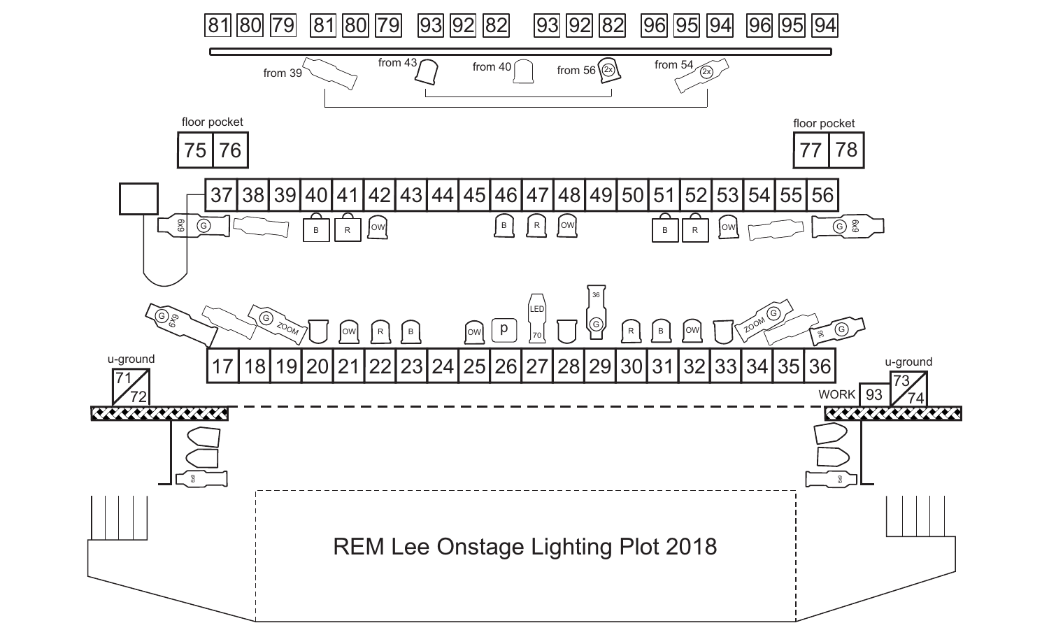81 80 79 81 80 79 93 92 82 93 92 82 96 95 94 96 95 94

from 39 from 43 from 40 from 56 (2x) from 54 (2x)

floor pocket
75 76

floor pocket
77 78

37 38 39 40 41 42 43 44 45 46 47 48 49 50 51 52 53 54 55 56

6x9 G B R OW B R OW B R OW G 6x9

G 6x9 G ZOOM OW R B OW p LED 70 36 G R B OW ZOOM G 36 G

17 18 19 20 21 22 23 24 25 26 27 28 29 30 31 32 33 34 35 36

u-ground
71 72

WORK 93

u-ground
73 74

6x9 6x9

REM Lee Onstage Lighting Plot 2018